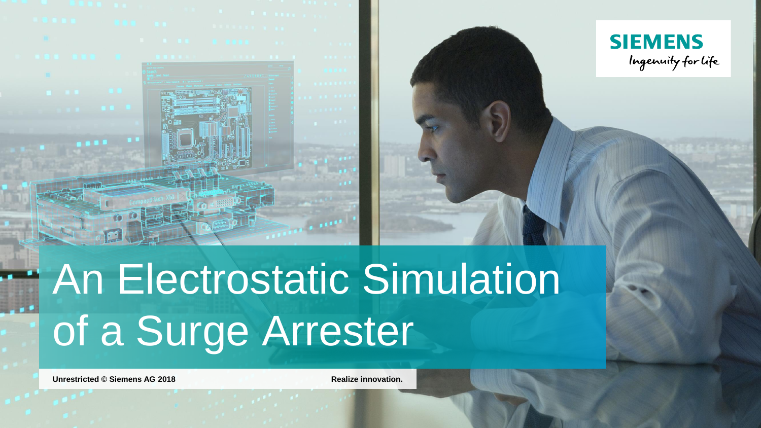SIEMENS

Ingenuity for life

# An Electrostatic Simulation of a Surge Arrester

**Unrestricted © Siemens AG 2018**

**Realize innovation.**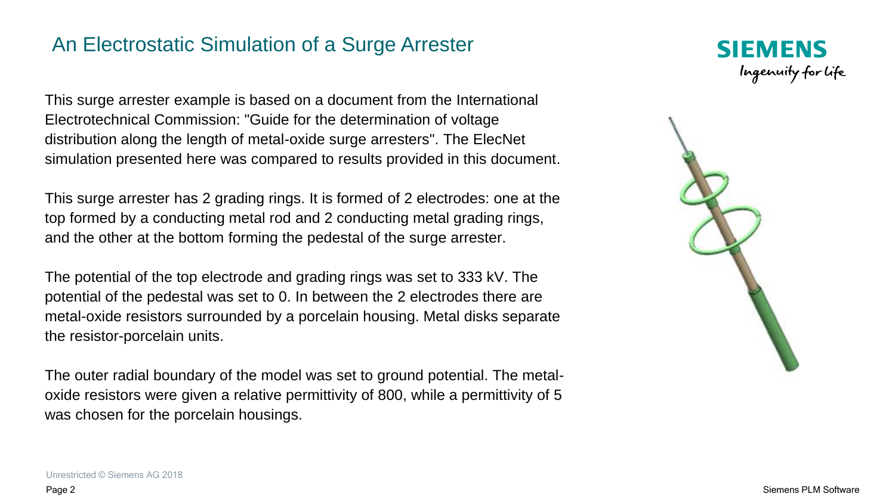# An Electrostatic Simulation of a Surge Arrester

This surge arrester example is based on a document from the International Electrotechnical Commission: "Guide for the determination of voltage distribution along the length of metal-oxide surge arresters". The ElecNet simulation presented here was compared to results provided in this document.

This surge arrester has 2 grading rings. It is formed of 2 electrodes: one at the top formed by a conducting metal rod and 2 conducting metal grading rings, and the other at the bottom forming the pedestal of the surge arrester.

The potential of the top electrode and grading rings was set to 333 kV. The potential of the pedestal was set to 0. In between the 2 electrodes there are metal-oxide resistors surrounded by a porcelain housing. Metal disks separate the resistor-porcelain units.

The outer radial boundary of the model was set to ground potential. The metal-oxide resistors were given a relative permittivity of 800, while a permittivity of 5 was chosen for the porcelain housings.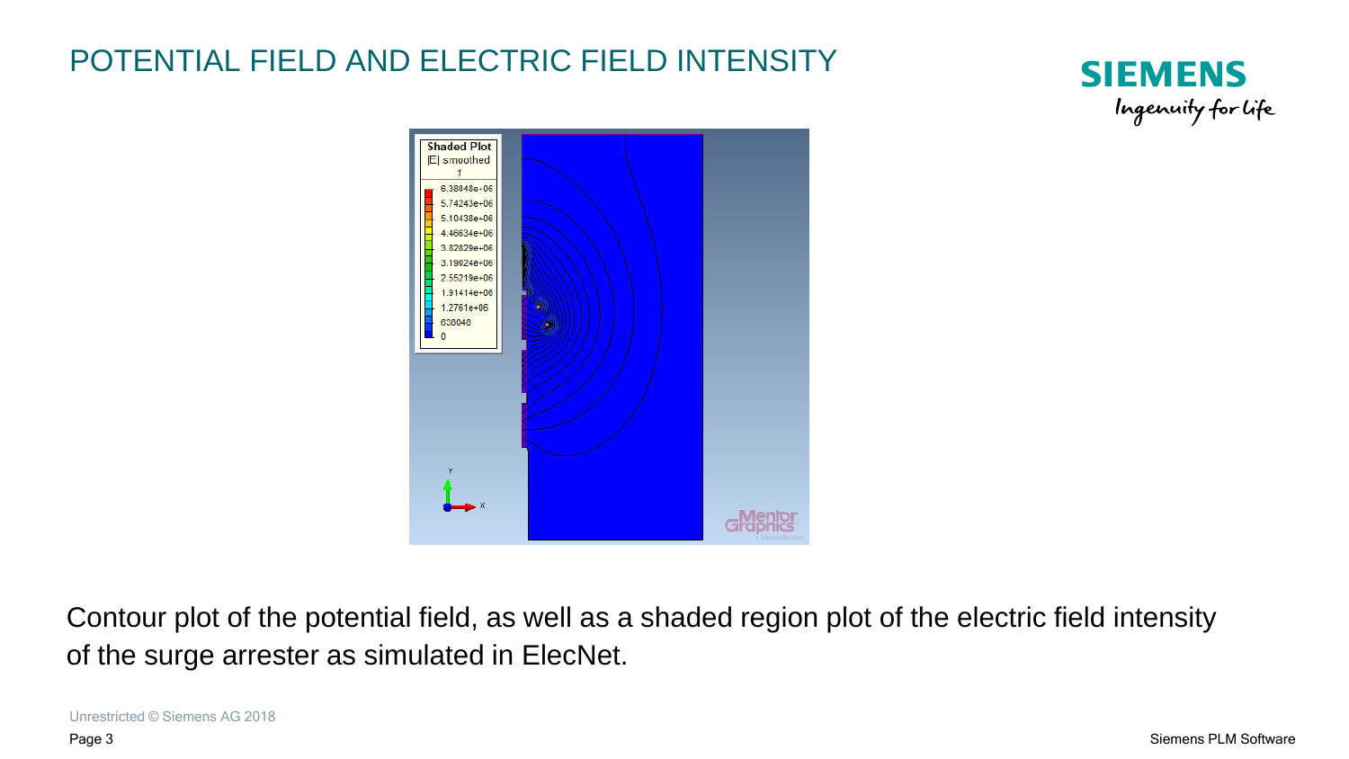# POTENTIAL FIELD AND ELECTRIC FIELD INTENSITY

Shaded Plot
|E| smoothed
1
6.38048e+06
5.74243e+06
5.10438e+06
4.46634e+06
3.82829e+06
3.19024e+06
2.55219e+06
1.91414e+06
1.2761e+06
638048
0

Y
X

Mentor Graphics
A Siemens Business

Contour plot of the potential field, as well as a shaded region plot of the electric field intensity of the surge arrester as simulated in ElecNet.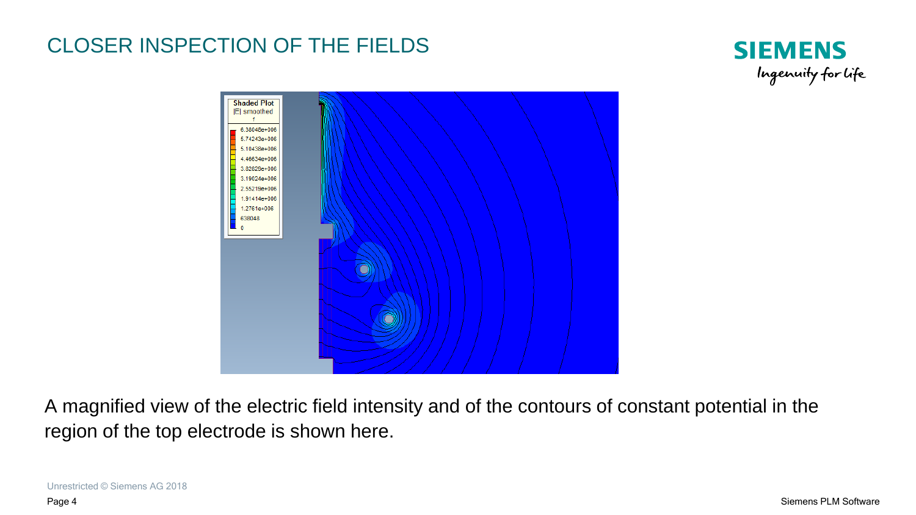# CLOSER INSPECTION OF THE FIELDS

Shaded Plot
|E| smoothed
1
6.38048e+006
5.74243e+006
5.10438e+006
4.46634e+006
3.82829e+006
3.19024e+006
2.55219e+006
1.91414e+006
1.2761e+006
638048
0

A magnified view of the electric field intensity and of the contours of constant potential in the region of the top electrode is shown here.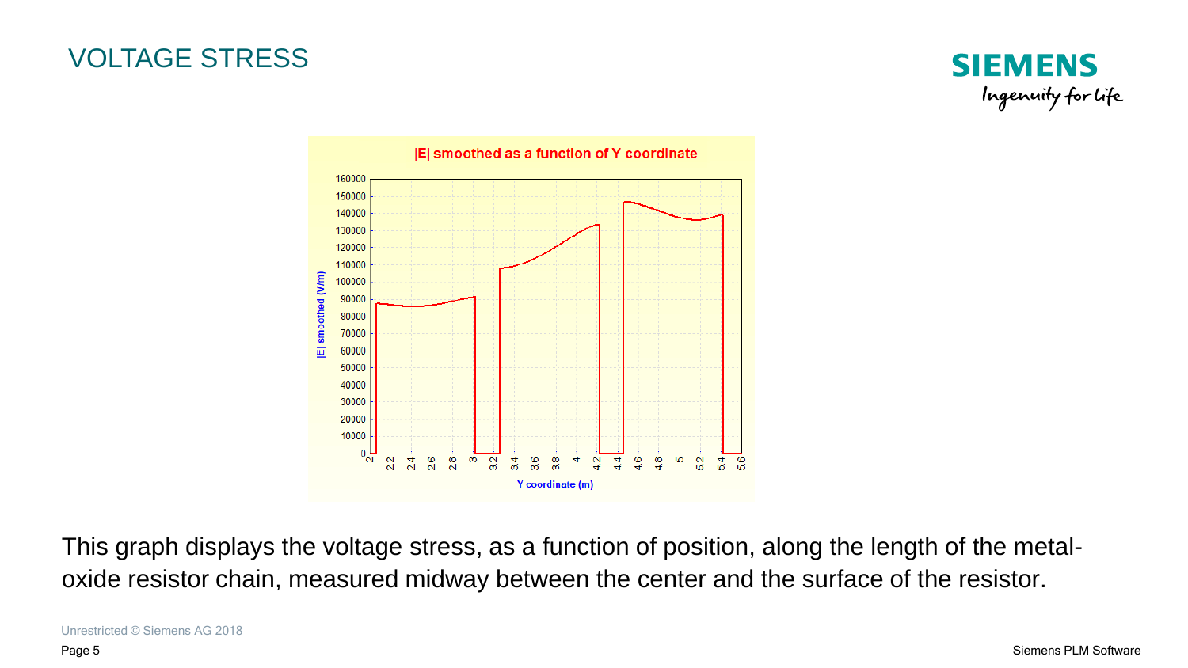# VOLTAGE STRESS

SIEMENS
Ingenuity for life

|E| smoothed as a function of Y coordinate

|E| smoothed (V/m)

160000
150000
140000
130000
120000
110000
100000
90000
80000
70000
60000
50000
40000
30000
20000
10000
0

2 2.2 2.4 2.6 2.8 3 3.2 3.4 3.6 3.8 4 4.2 4.4 4.6 4.8 5 5.2 5.4 5.6

Y coordinate (m)

This graph displays the voltage stress, as a function of position, along the length of the metal-oxide resistor chain, measured midway between the center and the surface of the resistor.

Unrestricted © Siemens AG 2018

Siemens PLM Software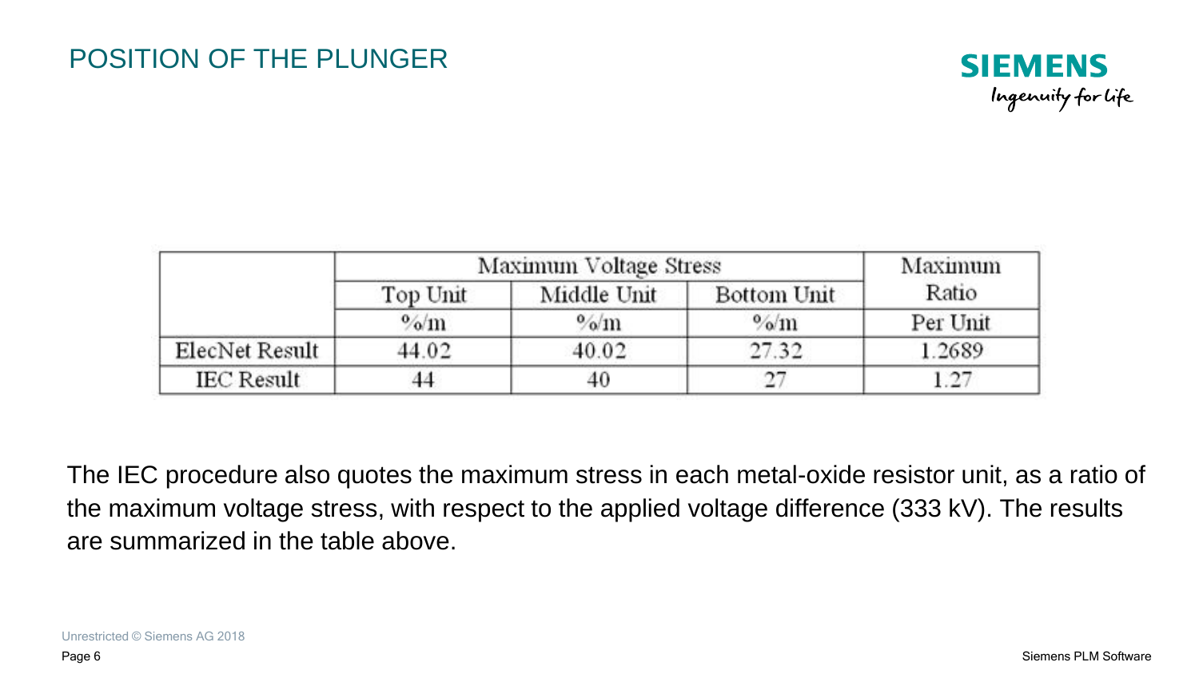# POSITION OF THE PLUNGER

| | Maximum Voltage Stress | | | Maximum Ratio |
|---|---|---|---|---|
| | Top Unit | Middle Unit | Bottom Unit | |
| | %/m | %/m | %/m | Per Unit |
| ElecNet Result | 44.02 | 40.02 | 27.32 | 1.2689 |
| IEC Result | 44 | 40 | 27 | 1.27 |

The IEC procedure also quotes the maximum stress in each metal-oxide resistor unit, as a ratio of the maximum voltage stress, with respect to the applied voltage difference (333 kV). The results are summarized in the table above.